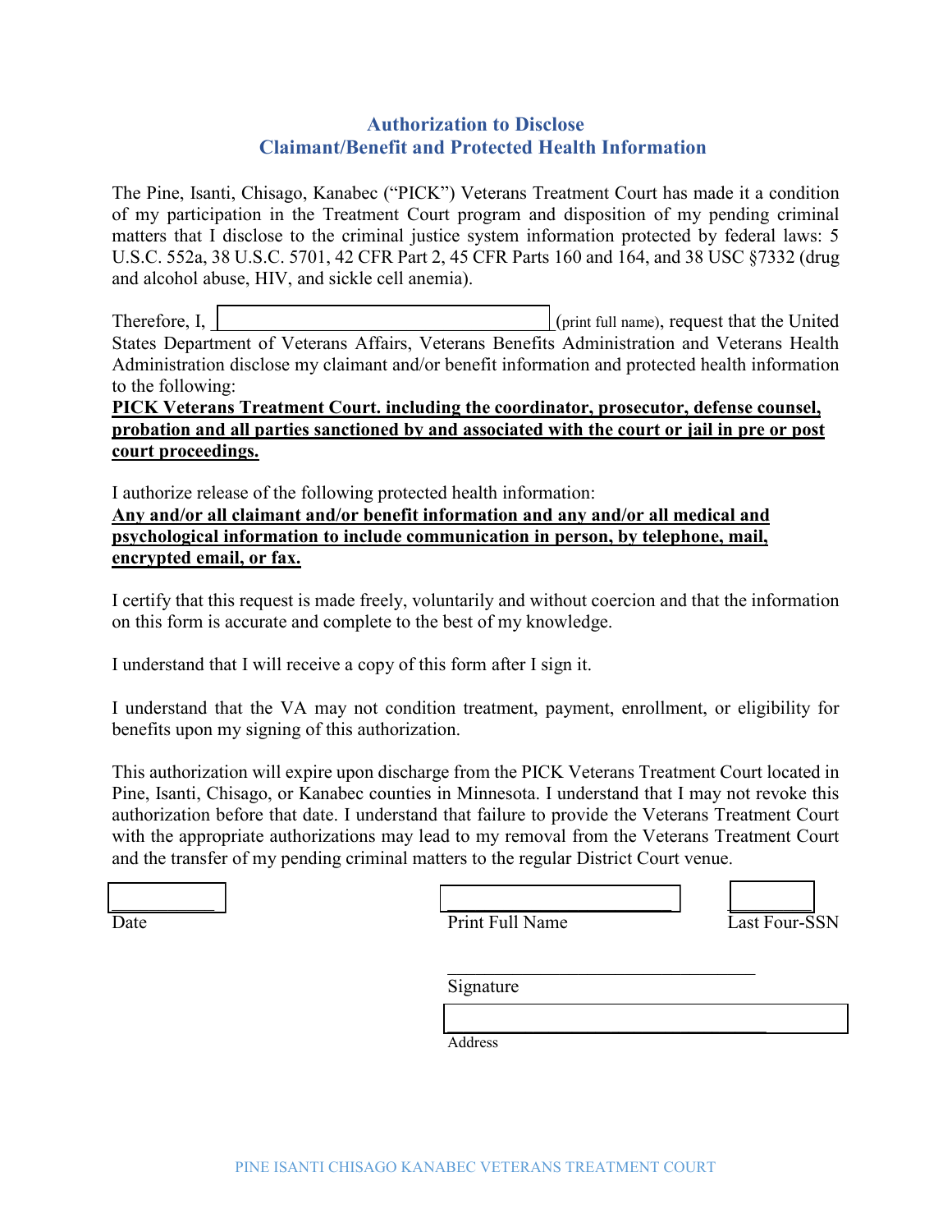## Authorization to Disclose
## Claimant/Benefit and Protected Health Information

The Pine, Isanti, Chisago, Kanabec ("PICK") Veterans Treatment Court has made it a condition of my participation in the Treatment Court program and disposition of my pending criminal matters that I disclose to the criminal justice system information protected by federal laws: 5 U.S.C. 552a, 38 U.S.C. 5701, 42 CFR Part 2, 45 CFR Parts 160 and 164, and 38 USC §7332 (drug and alcohol abuse, HIV, and sickle cell anemia).

Therefore, I, ______________________________ (print full name), request that the United States Department of Veterans Affairs, Veterans Benefits Administration and Veterans Health Administration disclose my claimant and/or benefit information and protected health information to the following:

**PICK Veterans Treatment Court. including the coordinator, prosecutor, defense counsel, probation and all parties sanctioned by and associated with the court or jail in pre or post court proceedings.**

I authorize release of the following protected health information:

**Any and/or all claimant and/or benefit information and any and/or all medical and psychological information to include communication in person, by telephone, mail, encrypted email, or fax.**

I certify that this request is made freely, voluntarily and without coercion and that the information on this form is accurate and complete to the best of my knowledge.

I understand that I will receive a copy of this form after I sign it.

I understand that the VA may not condition treatment, payment, enrollment, or eligibility for benefits upon my signing of this authorization.

This authorization will expire upon discharge from the PICK Veterans Treatment Court located in Pine, Isanti, Chisago, or Kanabec counties in Minnesota. I understand that I may not revoke this authorization before that date. I understand that failure to provide the Veterans Treatment Court with the appropriate authorizations may lead to my removal from the Veterans Treatment Court and the transfer of my pending criminal matters to the regular District Court venue.

___________ Date

______________________________ Print Full Name

__________ Last Four-SSN

______________________________ Signature

______________________________ Address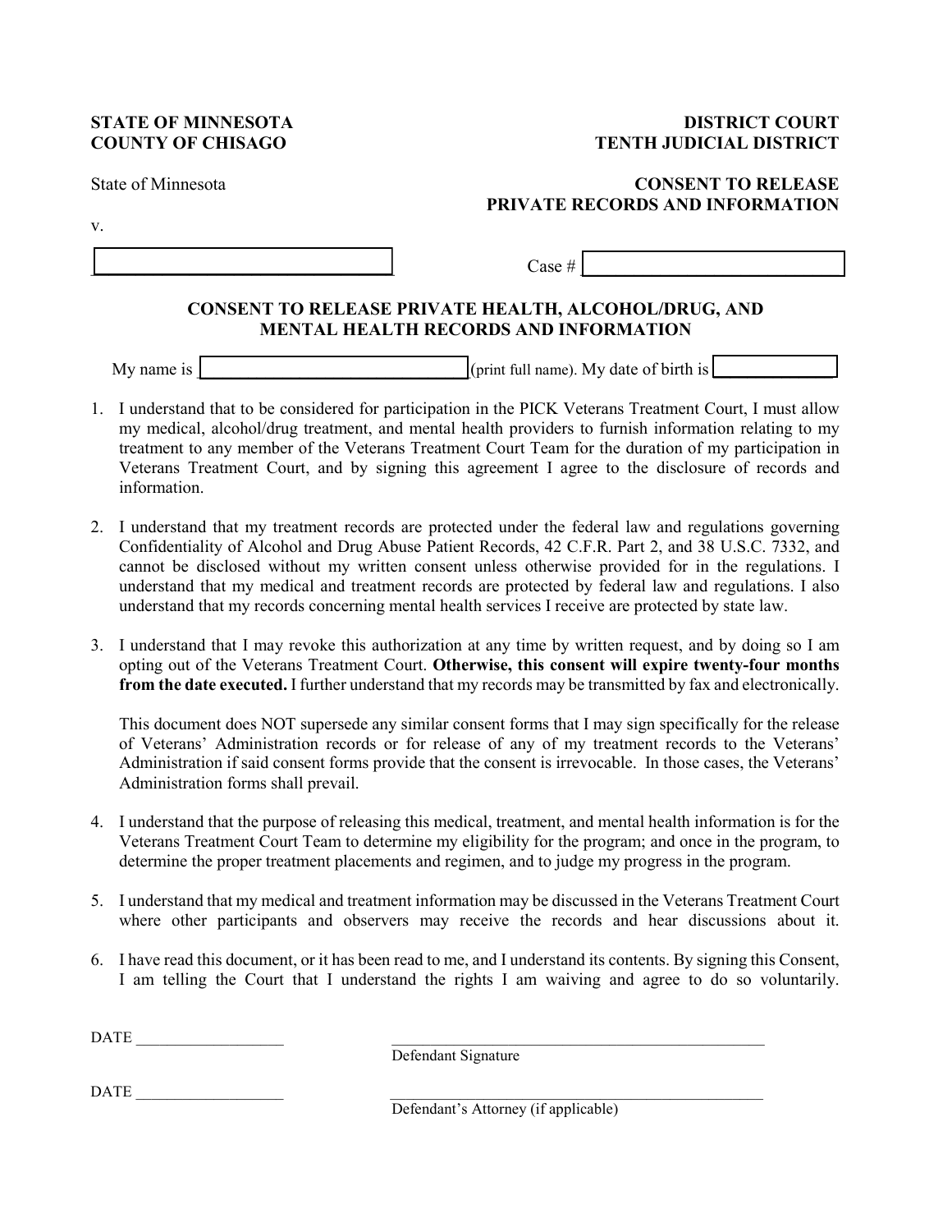**STATE OF MINNESOTA** **DISTRICT COURT**
**COUNTY OF CHISAGO** **TENTH JUDICIAL DISTRICT**

State of Minnesota

**CONSENT TO RELEASE PRIVATE RECORDS AND INFORMATION**

v.

______________________________ Case # ______________________________

## CONSENT TO RELEASE PRIVATE HEALTH, ALCOHOL/DRUG, AND MENTAL HEALTH RECORDS AND INFORMATION

My name is ______________________________ (print full name). My date of birth is ______________

1. I understand that to be considered for participation in the PICK Veterans Treatment Court, I must allow my medical, alcohol/drug treatment, and mental health providers to furnish information relating to my treatment to any member of the Veterans Treatment Court Team for the duration of my participation in Veterans Treatment Court, and by signing this agreement I agree to the disclosure of records and information.

2. I understand that my treatment records are protected under the federal law and regulations governing Confidentiality of Alcohol and Drug Abuse Patient Records, 42 C.F.R. Part 2, and 38 U.S.C. 7332, and cannot be disclosed without my written consent unless otherwise provided for in the regulations. I understand that my medical and treatment records are protected by federal law and regulations. I also understand that my records concerning mental health services I receive are protected by state law.

3. I understand that I may revoke this authorization at any time by written request, and by doing so I am opting out of the Veterans Treatment Court. **Otherwise, this consent will expire twenty-four months from the date executed.** I further understand that my records may be transmitted by fax and electronically.

   This document does NOT supersede any similar consent forms that I may sign specifically for the release of Veterans' Administration records or for release of any of my treatment records to the Veterans' Administration if said consent forms provide that the consent is irrevocable. In those cases, the Veterans' Administration forms shall prevail.

4. I understand that the purpose of releasing this medical, treatment, and mental health information is for the Veterans Treatment Court Team to determine my eligibility for the program; and once in the program, to determine the proper treatment placements and regimen, and to judge my progress in the program.

5. I understand that my medical and treatment information may be discussed in the Veterans Treatment Court where other participants and observers may receive the records and hear discussions about it.

6. I have read this document, or it has been read to me, and I understand its contents. By signing this Consent, I am telling the Court that I understand the rights I am waiving and agree to do so voluntarily.

DATE __________________ ______________________________________________
Defendant Signature

DATE __________________ ______________________________________________
Defendant's Attorney (if applicable)